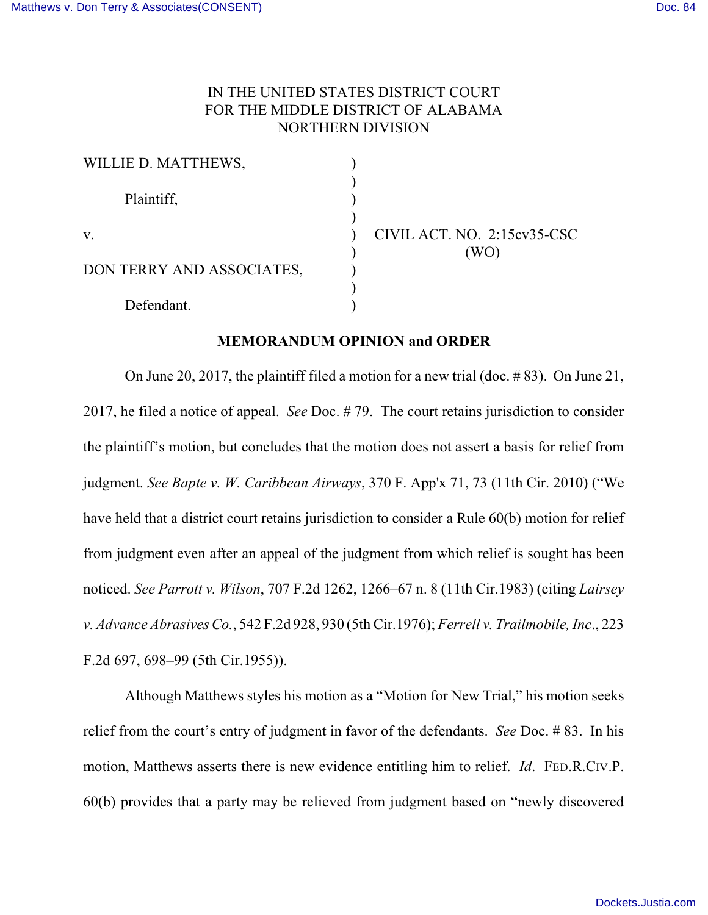IN THE UNITED STATES DISTRICT COURT
FOR THE MIDDLE DISTRICT OF ALABAMA
NORTHERN DIVISION

| | | |
|---|---|---|
| WILLIE D. MATTHEWS, | ) | |
| | ) | |
| Plaintiff, | ) | |
| | ) | |
| v. | ) | CIVIL ACT. NO. 2:15cv35-CSC |
| | ) | (WO) |
| DON TERRY AND ASSOCIATES, | ) | |
| | ) | |
| Defendant. | ) | |

**MEMORANDUM OPINION and ORDER**

On June 20, 2017, the plaintiff filed a motion for a new trial (doc. # 83). On June 21, 2017, he filed a notice of appeal. *See* Doc. # 79. The court retains jurisdiction to consider the plaintiff's motion, but concludes that the motion does not assert a basis for relief from judgment. *See Bapte v. W. Caribbean Airways*, 370 F. App'x 71, 73 (11th Cir. 2010) ("We have held that a district court retains jurisdiction to consider a Rule 60(b) motion for relief from judgment even after an appeal of the judgment from which relief is sought has been noticed. *See Parrott v. Wilson*, 707 F.2d 1262, 1266–67 n. 8 (11th Cir.1983) (citing *Lairsey v. Advance Abrasives Co.*, 542 F.2d 928, 930 (5th Cir.1976); *Ferrell v. Trailmobile, Inc.*, 223 F.2d 697, 698–99 (5th Cir.1955)).

Although Matthews styles his motion as a "Motion for New Trial," his motion seeks relief from the court's entry of judgment in favor of the defendants. *See* Doc. # 83. In his motion, Matthews asserts there is new evidence entitling him to relief. *Id*. FED.R.CIV.P. 60(b) provides that a party may be relieved from judgment based on "newly discovered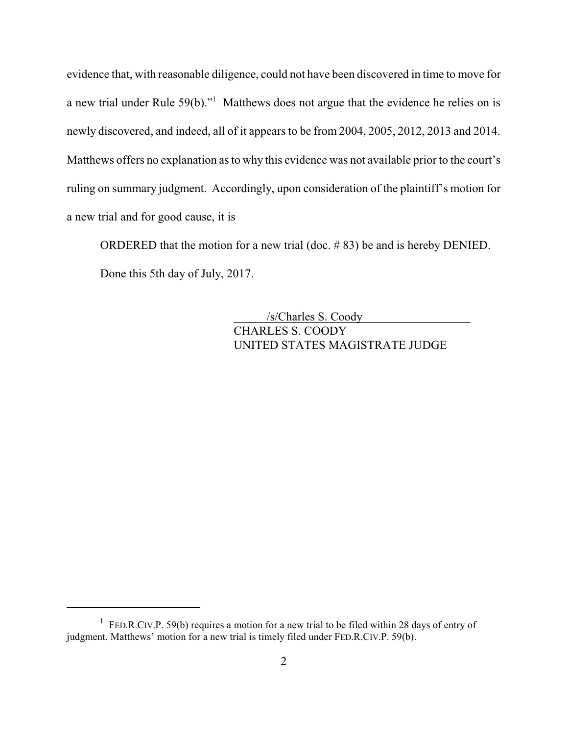evidence that, with reasonable diligence, could not have been discovered in time to move for a new trial under Rule 59(b)."[1] Matthews does not argue that the evidence he relies on is newly discovered, and indeed, all of it appears to be from 2004, 2005, 2012, 2013 and 2014. Matthews offers no explanation as to why this evidence was not available prior to the court's ruling on summary judgment. Accordingly, upon consideration of the plaintiff's motion for a new trial and for good cause, it is

ORDERED that the motion for a new trial (doc. # 83) be and is hereby DENIED.

Done this 5th day of July, 2017.

/s/Charles S. Coody
CHARLES S. COODY
UNITED STATES MAGISTRATE JUDGE

---

[1] FED.R.CIV.P. 59(b) requires a motion for a new trial to be filed within 28 days of entry of judgment. Matthews' motion for a new trial is timely filed under FED.R.CIV.P. 59(b).